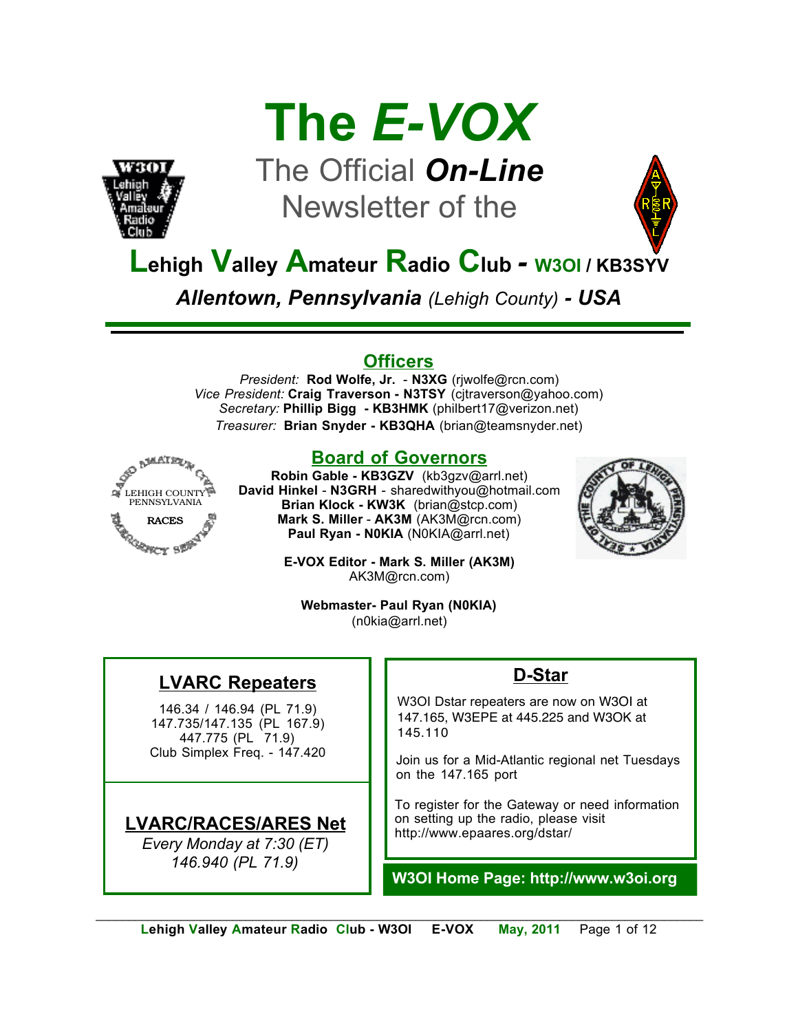# The *E-VOX*

## The Official ***On-Line*** Newsletter of the

## **L**ehigh **V**alley **A**mateur **R**adio **C**lub - W3OI / KB3SYV

***Allentown, Pennsylvania*** *(Lehigh County)* ***- USA***

---

### Officers

*President:* **Rod Wolfe, Jr.** - **N3XG** (rjwolfe@rcn.com)
*Vice President:* **Craig Traverson - N3TSY** (cjtraverson@yahoo.com)
*Secretary:* **Phillip Bigg - KB3HMK** (philbert17@verizon.net)
*Treasurer:* **Brian Snyder - KB3QHA** (brian@teamsnyder.net)

### Board of Governors

**Robin Gable - KB3GZV** (kb3gzv@arrl.net)
**David Hinkel** - **N3GRH** - sharedwithyou@hotmail.com
**Brian Klock - KW3K** (brian@stcp.com)
**Mark S. Miller** - **AK3M** (AK3M@rcn.com)
**Paul Ryan - N0KIA** (N0KIA@arrl.net)

**E-VOX Editor - Mark S. Miller (AK3M)**
AK3M@rcn.com)

**Webmaster- Paul Ryan (N0KIA)**
(n0kia@arrl.net)

### LVARC Repeaters

146.34 / 146.94 (PL 71.9)
147.735/147.135 (PL 167.9)
447.775 (PL 71.9)
Club Simplex Freq. - 147.420

### LVARC/RACES/ARES Net

*Every Monday at 7:30 (ET)*
*146.940 (PL 71.9)*

### D-Star

W3OI Dstar repeaters are now on W3OI at 147.165, W3EPE at 445.225 and W3OK at 145.110

Join us for a Mid-Atlantic regional net Tuesdays on the 147.165 port

To register for the Gateway or need information on setting up the radio, please visit http://www.epaares.org/dstar/

**W3OI Home Page: http://www.w3oi.org**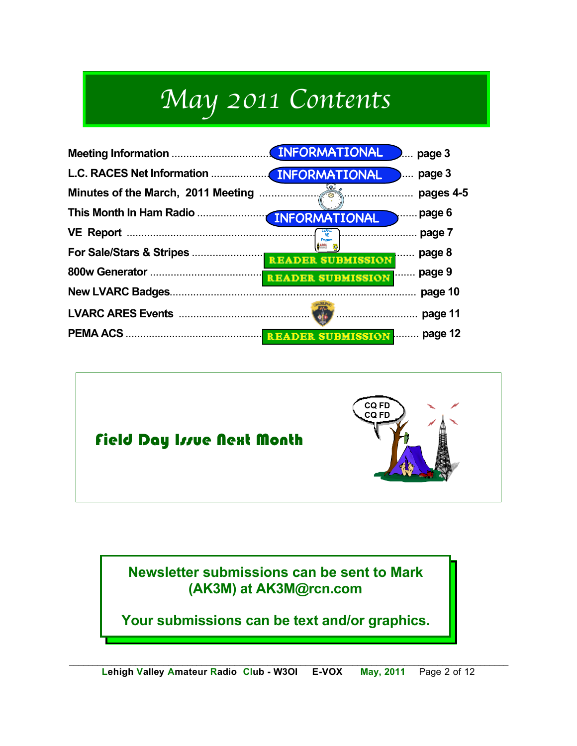# May 2011 Contents

| Item | Label | Page |
| --- | --- | --- |
| Meeting Information | INFORMATIONAL | page 3 |
| L.C. RACES Net Information | INFORMATIONAL | page 3 |
| Minutes of the March, 2011 Meeting | | pages 4-5 |
| This Month In Ham Radio | INFORMATIONAL | page 6 |
| VE Report | | page 7 |
| For Sale/Stars & Stripes | READER SUBMISSION | page 8 |
| 800w Generator | READER SUBMISSION | page 9 |
| New LVARC Badges | | page 10 |
| LVARC ARES Events | | page 11 |
| PEMA ACS | READER SUBMISSION | page 12 |

## Field Day Issue Next Month

CQ FD
CQ FD

**Newsletter submissions can be sent to Mark (AK3M) at AK3M@rcn.com**

**Your submissions can be text and/or graphics.**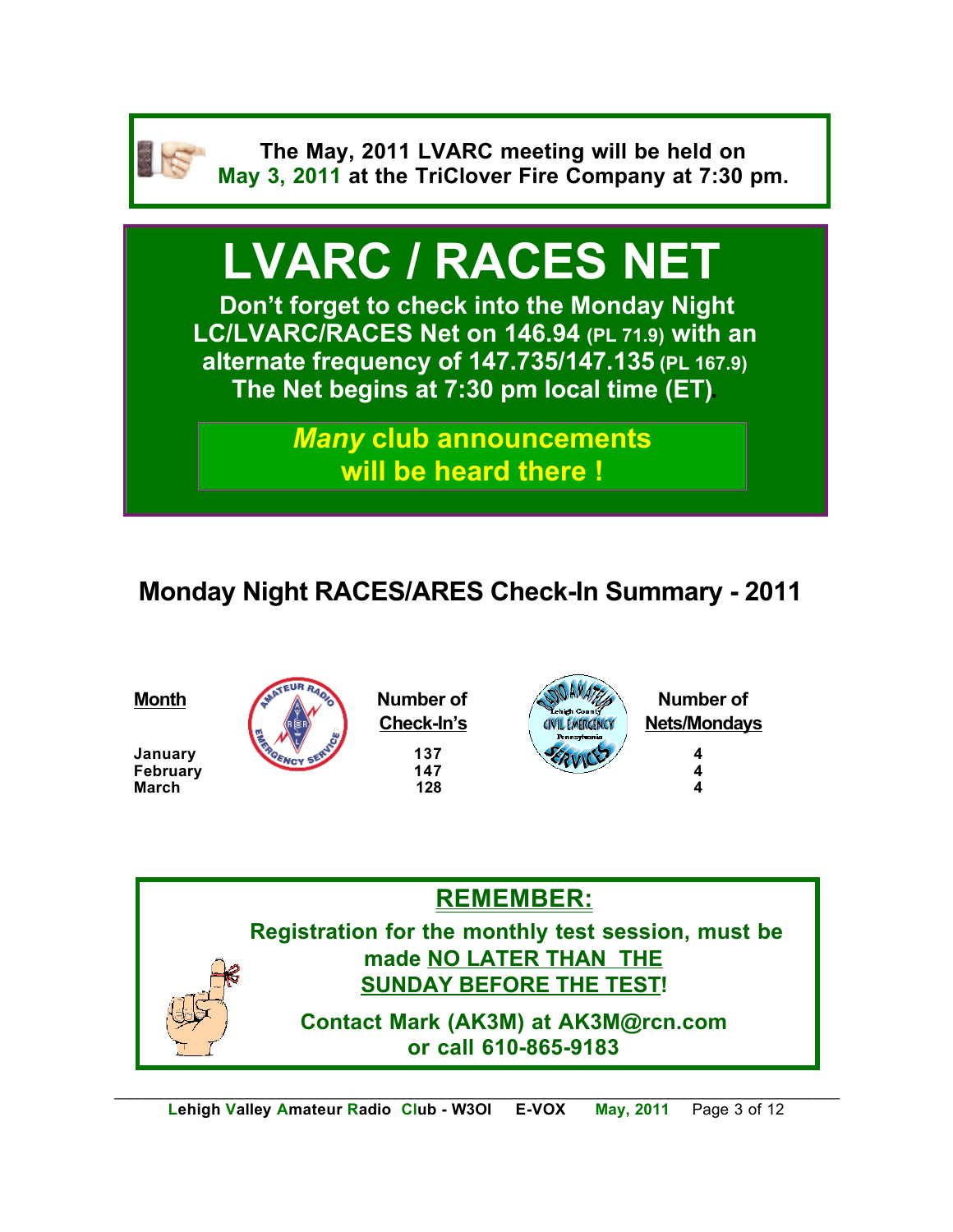**The May, 2011 LVARC meeting will be held on May 3, 2011 at the TriClover Fire Company at 7:30 pm.**

# LVARC / RACES NET

**Don't forget to check into the Monday Night LC/LVARC/RACES Net on 146.94 (PL 71.9) with an alternate frequency of 147.735/147.135 (PL 167.9) The Net begins at 7:30 pm local time (ET).**

***Many* club announcements will be heard there !**

## Monday Night RACES/ARES Check-In Summary - 2011

| Month | Number of Check-In's | Number of Nets/Mondays |
|---|---|---|
| January | 137 | 4 |
| February | 147 | 4 |
| March | 128 | 4 |

## REMEMBER:

**Registration for the monthly test session, must be made NO LATER THAN THE SUNDAY BEFORE THE TEST!**

**Contact Mark (AK3M) at AK3M@rcn.com or call 610-865-9183**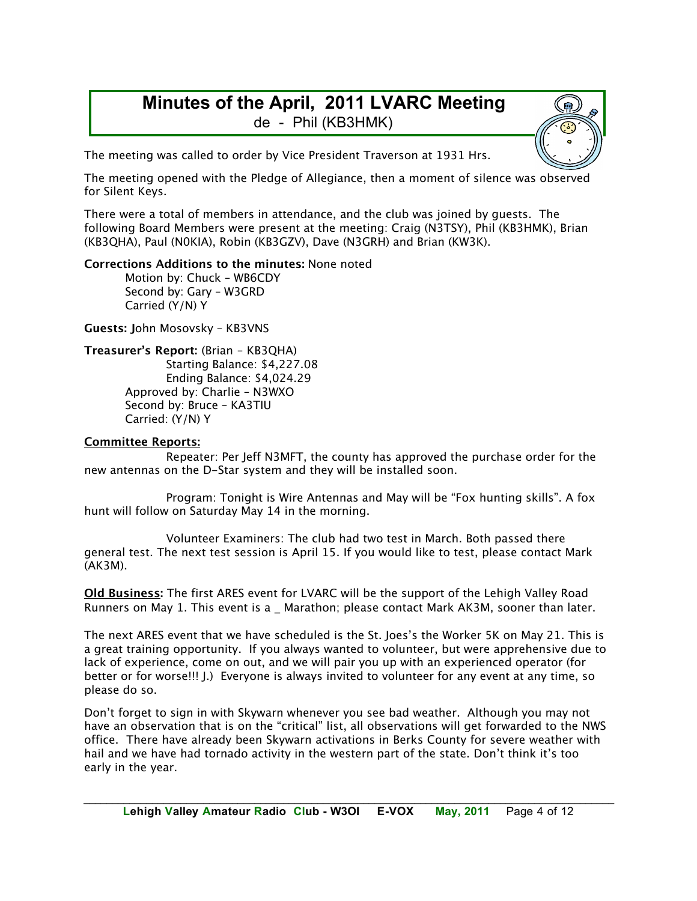# Minutes of the April, 2011 LVARC Meeting

de - Phil (KB3HMK)

The meeting was called to order by Vice President Traverson at 1931 Hrs.

The meeting opened with the Pledge of Allegiance, then a moment of silence was observed for Silent Keys.

There were a total of members in attendance, and the club was joined by guests. The following Board Members were present at the meeting: Craig (N3TSY), Phil (KB3HMK), Brian (KB3QHA), Paul (N0KIA), Robin (KB3GZV), Dave (N3GRH) and Brian (KW3K).

**Corrections Additions to the minutes:** None noted

Motion by: Chuck – WB6CDY
Second by: Gary – W3GRD
Carried (Y/N) Y

**Guests: J**ohn Mosovsky – KB3VNS

**Treasurer's Report:** (Brian – KB3QHA)

Starting Balance: $4,227.08
Ending Balance: $4,024.29

Approved by: Charlie – N3WXO
Second by: Bruce – KA3TIU
Carried: (Y/N) Y

**Committee Reports:**

Repeater: Per Jeff N3MFT, the county has approved the purchase order for the new antennas on the D-Star system and they will be installed soon.

Program: Tonight is Wire Antennas and May will be "Fox hunting skills". A fox hunt will follow on Saturday May 14 in the morning.

Volunteer Examiners: The club had two test in March. Both passed there general test. The next test session is April 15. If you would like to test, please contact Mark (AK3M).

**Old Business:** The first ARES event for LVARC will be the support of the Lehigh Valley Road Runners on May 1. This event is a _ Marathon; please contact Mark AK3M, sooner than later.

The next ARES event that we have scheduled is the St. Joes's the Worker 5K on May 21. This is a great training opportunity. If you always wanted to volunteer, but were apprehensive due to lack of experience, come on out, and we will pair you up with an experienced operator (for better or for worse!!! J.) Everyone is always invited to volunteer for any event at any time, so please do so.

Don't forget to sign in with Skywarn whenever you see bad weather. Although you may not have an observation that is on the "critical" list, all observations will get forwarded to the NWS office. There have already been Skywarn activations in Berks County for severe weather with hail and we have had tornado activity in the western part of the state. Don't think it's too early in the year.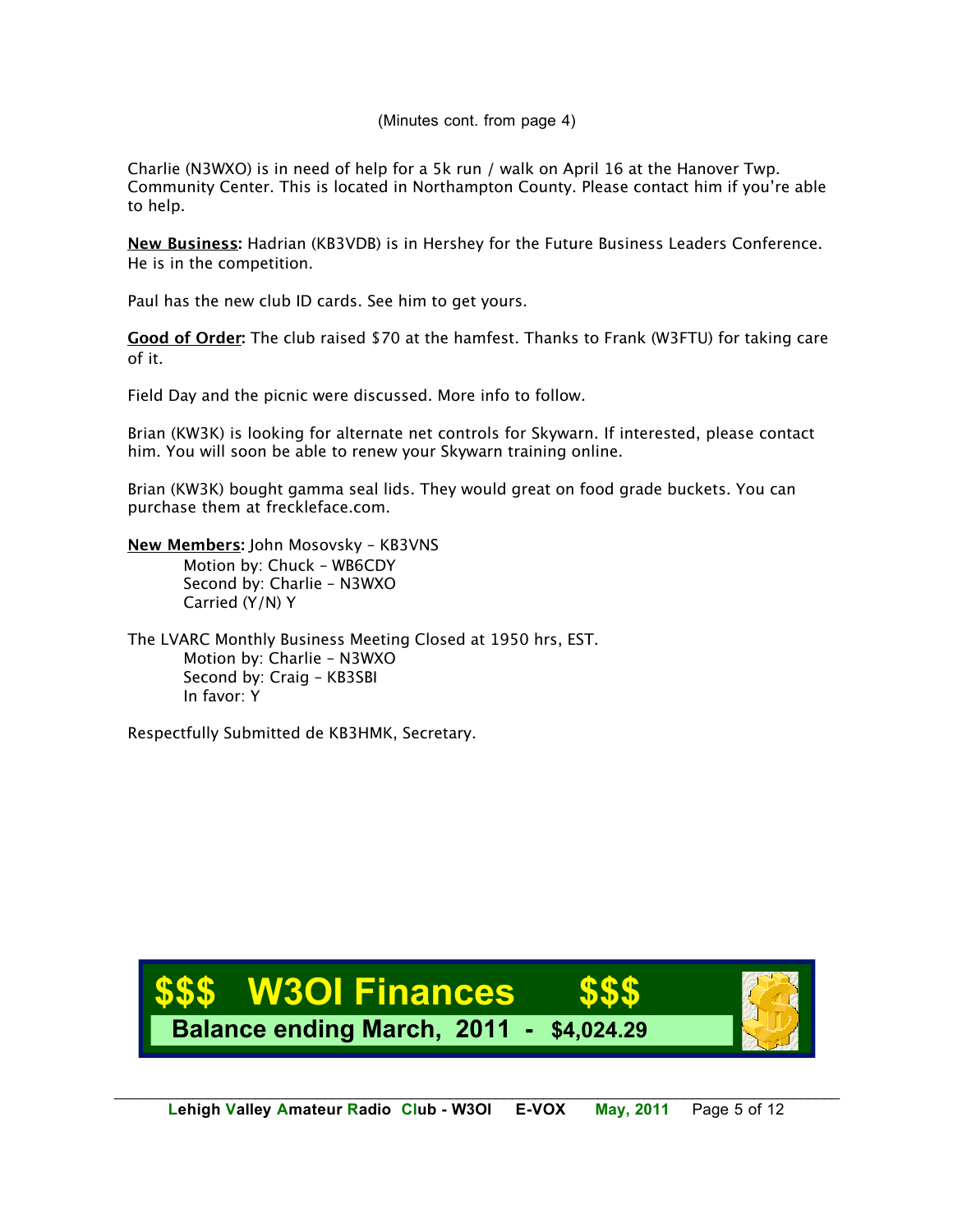(Minutes cont. from page 4)

Charlie (N3WXO) is in need of help for a 5k run / walk on April 16 at the Hanover Twp. Community Center. This is located in Northampton County. Please contact him if you're able to help.

**New Business:** Hadrian (KB3VDB) is in Hershey for the Future Business Leaders Conference. He is in the competition.

Paul has the new club ID cards. See him to get yours.

**Good of Order:** The club raised $70 at the hamfest. Thanks to Frank (W3FTU) for taking care of it.

Field Day and the picnic were discussed. More info to follow.

Brian (KW3K) is looking for alternate net controls for Skywarn. If interested, please contact him. You will soon be able to renew your Skywarn training online.

Brian (KW3K) bought gamma seal lids. They would great on food grade buckets. You can purchase them at freckleface.com.

**New Members:** John Mosovsky – KB3VNS
Motion by: Chuck – WB6CDY
Second by: Charlie – N3WXO
Carried (Y/N) Y

The LVARC Monthly Business Meeting Closed at 1950 hrs, EST.
Motion by: Charlie – N3WXO
Second by: Craig – KB3SBI
In favor: Y

Respectfully Submitted de KB3HMK, Secretary.

## $$$ W3OI Finances $$$

**Balance ending March, 2011 - $4,024.29**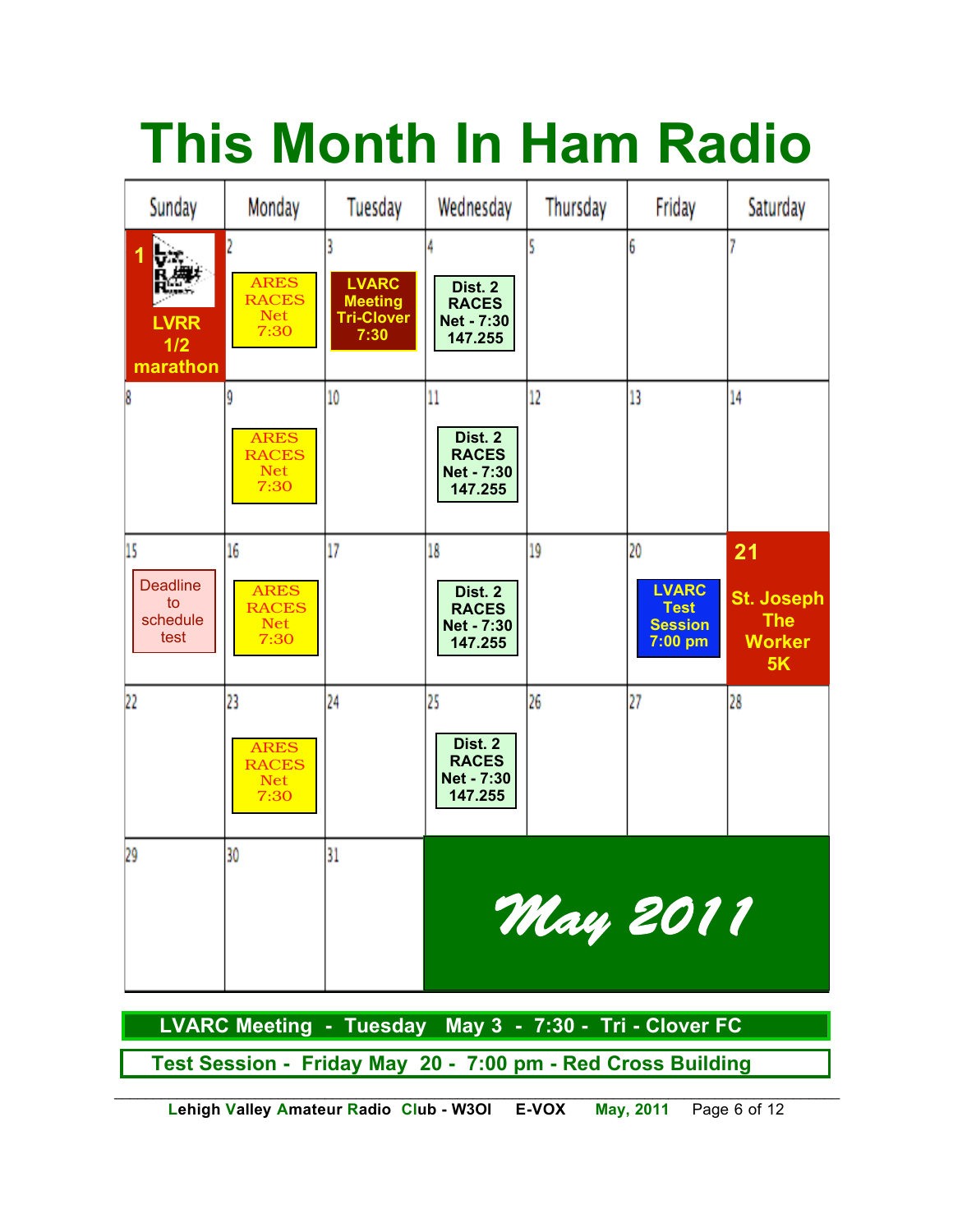# This Month In Ham Radio

| Sunday | Monday | Tuesday | Wednesday | Thursday | Friday | Saturday |
|---|---|---|---|---|---|---|
| 1 LVRR 1/2 marathon | 2 ARES RACES Net 7:30 | 3 LVARC Meeting Tri-Clover 7:30 | 4 Dist. 2 RACES Net - 7:30 147.255 | 5 | 6 | 7 |
| 8 | 9 ARES RACES Net 7:30 | 10 | 11 Dist. 2 RACES Net - 7:30 147.255 | 12 | 13 | 14 |
| 15 Deadline to schedule test | 16 ARES RACES Net 7:30 | 17 | 18 Dist. 2 RACES Net - 7:30 147.255 | 19 | 20 LVARC Test Session 7:00 pm | 21 St. Joseph The Worker 5K |
| 22 | 23 ARES RACES Net 7:30 | 24 | 25 Dist. 2 RACES Net - 7:30 147.255 | 26 | 27 | 28 |
| 29 | 30 | 31 | May 2011 | | | |

**LVARC Meeting - Tuesday May 3 - 7:30 - Tri - Clover FC**

**Test Session - Friday May 20 - 7:00 pm - Red Cross Building**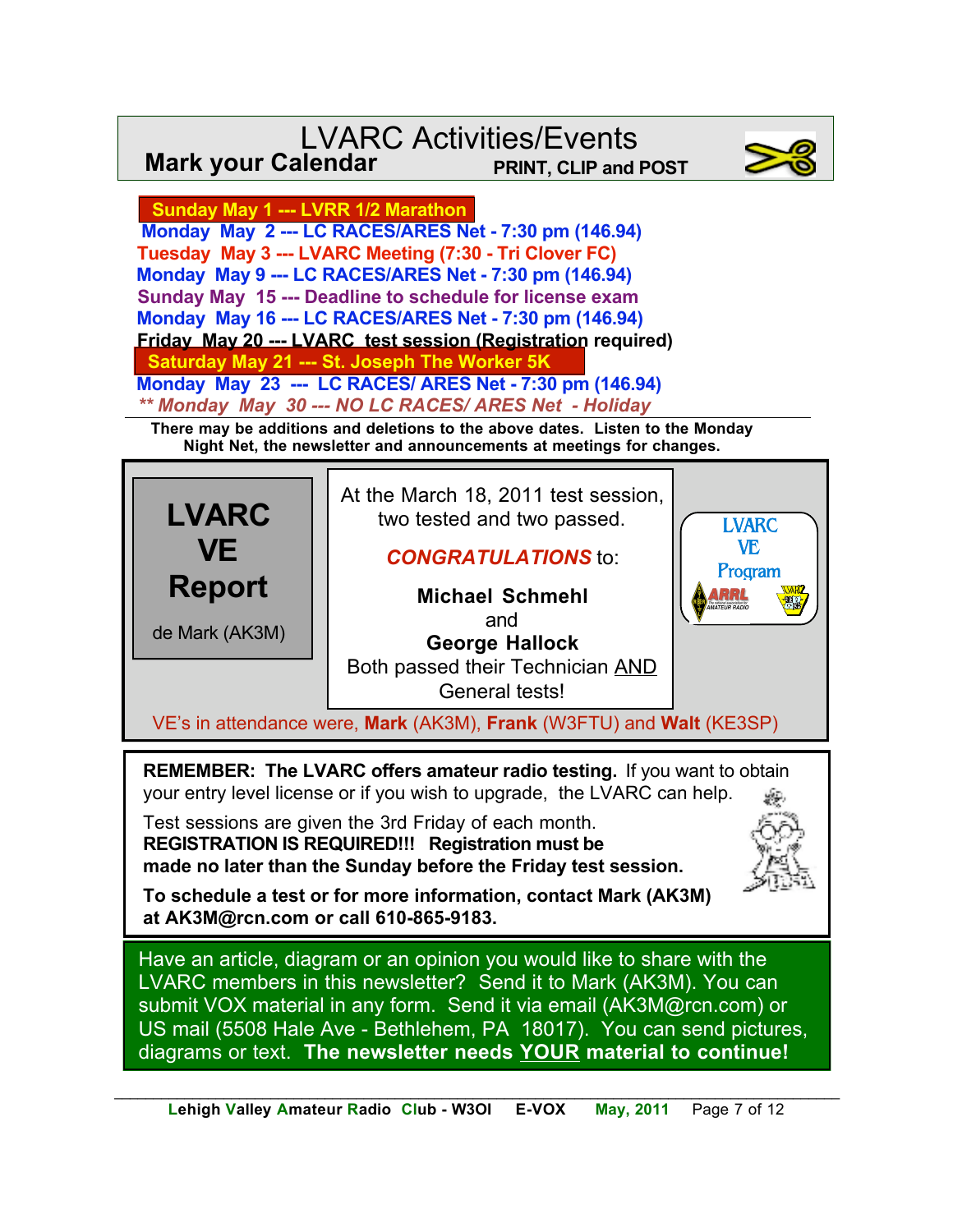# LVARC Activities/Events

**Mark your Calendar** — **PRINT, CLIP and POST**

- **Sunday May 1 --- LVRR 1/2 Marathon**
- **Monday May 2 --- LC RACES/ARES Net - 7:30 pm (146.94)**
- **Tuesday May 3 --- LVARC Meeting (7:30 - Tri Clover FC)**
- **Monday May 9 --- LC RACES/ARES Net - 7:30 pm (146.94)**
- **Sunday May 15 --- Deadline to schedule for license exam**
- **Monday May 16 --- LC RACES/ARES Net - 7:30 pm (146.94)**
- **Friday May 20 --- LVARC test session (Registration required)**
- **Saturday May 21 --- St. Joseph The Worker 5K**
- **Monday May 23 --- LC RACES/ ARES Net - 7:30 pm (146.94)**
- ***\*\* Monday May 30 --- NO LC RACES/ ARES Net - Holiday***

**There may be additions and deletions to the above dates. Listen to the Monday Night Net, the newsletter and announcements at meetings for changes.**

## LVARC VE Report

de Mark (AK3M)

At the March 18, 2011 test session, two tested and two passed.

***CONGRATULATIONS*** to:

**Michael Schmehl**
and
**George Hallock**
Both passed their Technician AND General tests!

LVARC VE Program

VE's in attendance were, **Mark** (AK3M), **Frank** (W3FTU) and **Walt** (KE3SP)

**REMEMBER: The LVARC offers amateur radio testing.** If you want to obtain your entry level license or if you wish to upgrade, the LVARC can help.

Test sessions are given the 3rd Friday of each month. **REGISTRATION IS REQUIRED!!! Registration must be made no later than the Sunday before the Friday test session.**

**To schedule a test or for more information, contact Mark (AK3M) at AK3M@rcn.com or call 610-865-9183.**

Have an article, diagram or an opinion you would like to share with the LVARC members in this newsletter? Send it to Mark (AK3M). You can submit VOX material in any form. Send it via email (AK3M@rcn.com) or US mail (5508 Hale Ave - Bethlehem, PA 18017). You can send pictures, diagrams or text. **The newsletter needs YOUR material to continue!**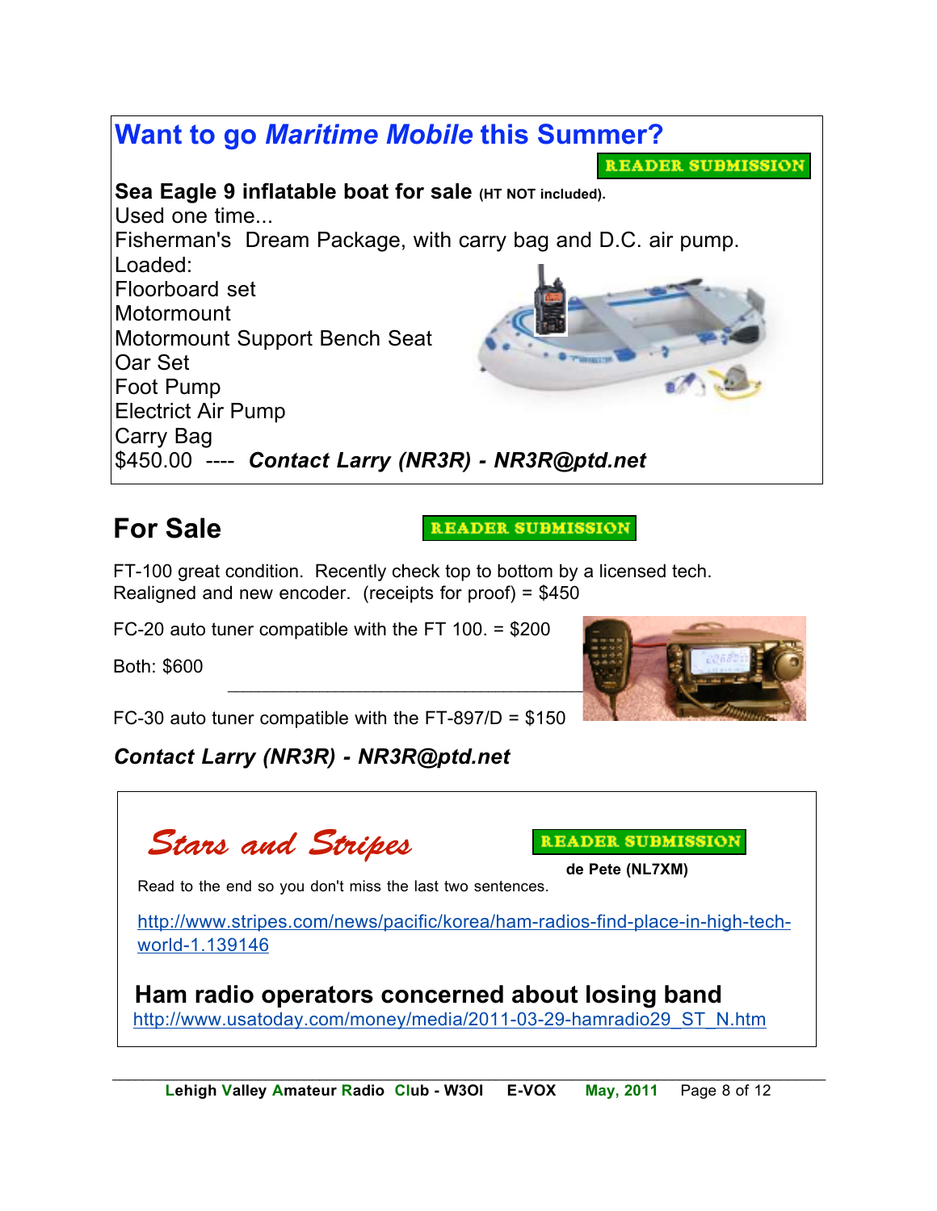## Want to go *Maritime Mobile* this Summer?

READER SUBMISSION

**Sea Eagle 9 inflatable boat for sale** **(HT NOT included).**
Used one time...
Fisherman's Dream Package, with carry bag and D.C. air pump.
Loaded:
Floorboard set
Motormount
Motormount Support Bench Seat
Oar Set
Foot Pump
Electrict Air Pump
Carry Bag
$450.00 ---- ***Contact Larry (NR3R) - NR3R@ptd.net***

## For Sale

READER SUBMISSION

FT-100 great condition. Recently check top to bottom by a licensed tech. Realigned and new encoder. (receipts for proof) = $450

FC-20 auto tuner compatible with the FT 100. = $200

Both: $600

---

FC-30 auto tuner compatible with the FT-897/D = $150

***Contact Larry (NR3R) - NR3R@ptd.net***

## *Stars and Stripes*

READER SUBMISSION

**de Pete (NL7XM)**

Read to the end so you don't miss the last two sentences.

http://www.stripes.com/news/pacific/korea/ham-radios-find-place-in-high-tech-world-1.139146

### Ham radio operators concerned about losing band

http://www.usatoday.com/money/media/2011-03-29-hamradio29_ST_N.htm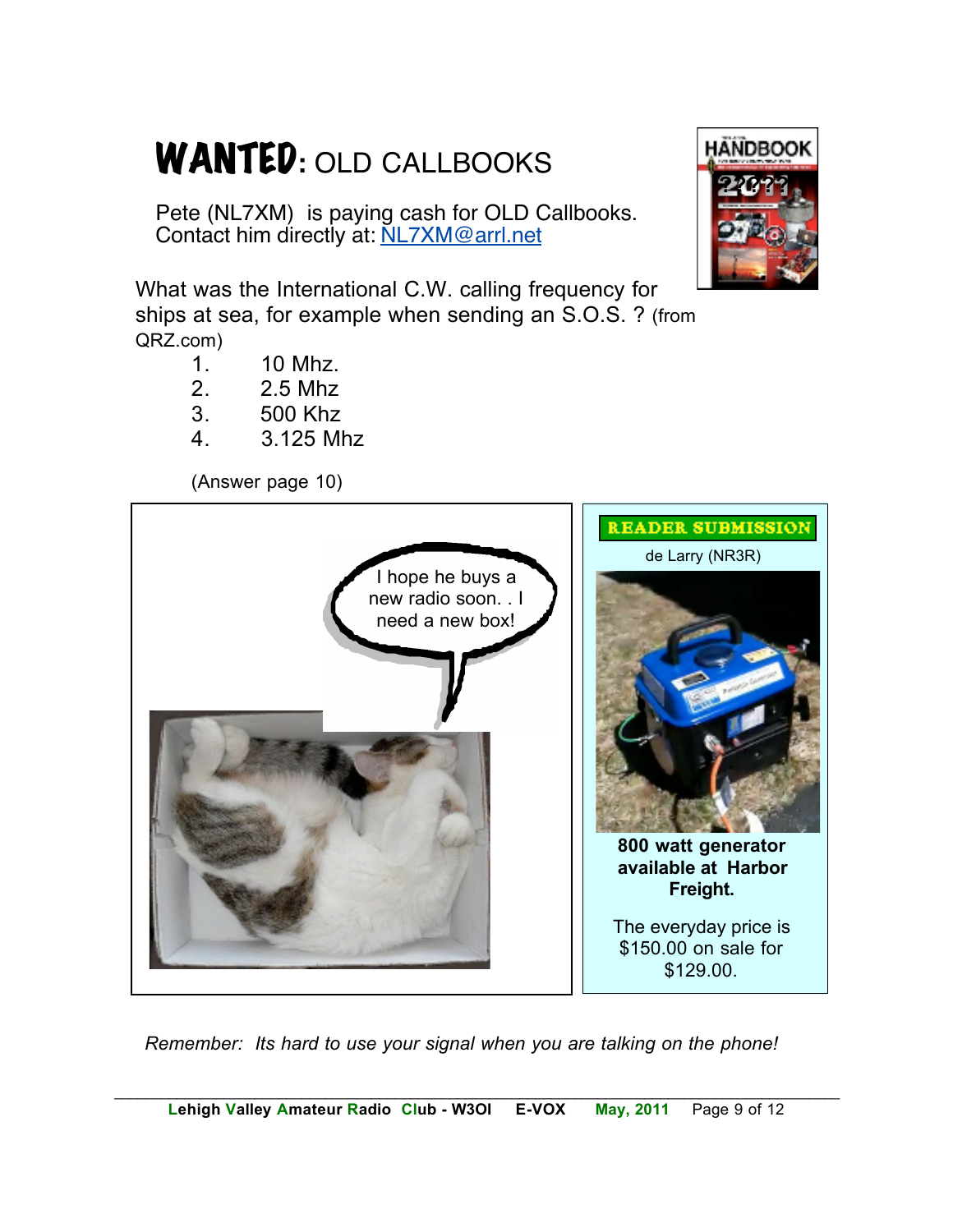# WANTED: OLD CALLBOOKS

Pete (NL7XM) is paying cash for OLD Callbooks.
Contact him directly at: NL7XM@arrl.net

What was the International C.W. calling frequency for ships at sea, for example when sending an S.O.S. ? (from QRZ.com)

1. 10 Mhz.
2. 2.5 Mhz
3. 500 Khz
4. 3.125 Mhz

(Answer page 10)

I hope he buys a new radio soon. . I need a new box!

**READER SUBMISSION**

de Larry (NR3R)

**800 watt generator available at Harbor Freight.**

The everyday price is $150.00 on sale for $129.00.

*Remember: Its hard to use your signal when you are talking on the phone!*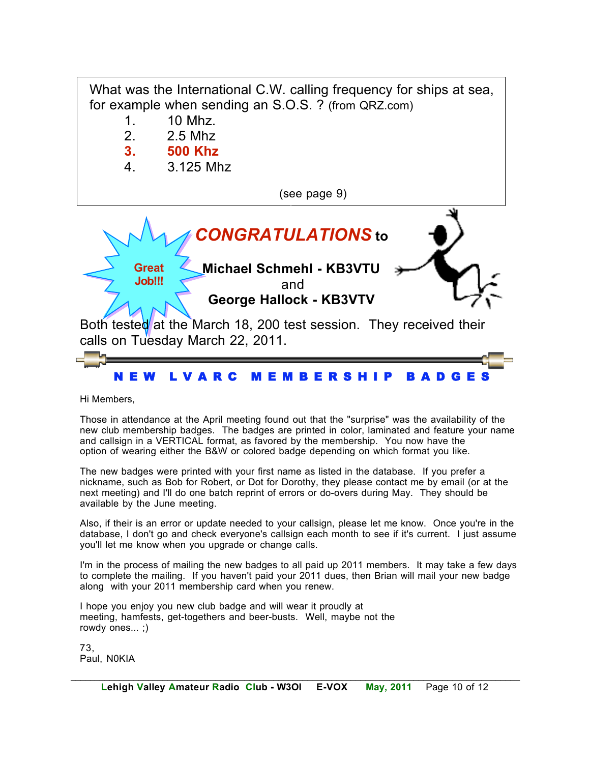What was the International C.W. calling frequency for ships at sea, for example when sending an S.O.S. ? (from QRZ.com)

1. 10 Mhz.
2. 2.5 Mhz
3. **500 Khz**
4. 3.125 Mhz

(see page 9)

Great Job!!!

***CONGRATULATIONS*** **to**

**Michael Schmehl - KB3VTU**
and
**George Hallock - KB3VTV**

Both tested at the March 18, 200 test session. They received their calls on Tuesday March 22, 2011.

## NEW LVARC MEMBERSHIP BADGES

Hi Members,

Those in attendance at the April meeting found out that the "surprise" was the availability of the new club membership badges. The badges are printed in color, laminated and feature your name and callsign in a VERTICAL format, as favored by the membership. You now have the option of wearing either the B&W or colored badge depending on which format you like.

The new badges were printed with your first name as listed in the database. If you prefer a nickname, such as Bob for Robert, or Dot for Dorothy, they please contact me by email (or at the next meeting) and I'll do one batch reprint of errors or do-overs during May. They should be available by the June meeting.

Also, if their is an error or update needed to your callsign, please let me know. Once you're in the database, I don't go and check everyone's callsign each month to see if it's current. I just assume you'll let me know when you upgrade or change calls.

I'm in the process of mailing the new badges to all paid up 2011 members. It may take a few days to complete the mailing. If you haven't paid your 2011 dues, then Brian will mail your new badge along with your 2011 membership card when you renew.

I hope you enjoy you new club badge and will wear it proudly at meeting, hamfests, get-togethers and beer-busts. Well, maybe not the rowdy ones... ;)

73,
Paul, N0KIA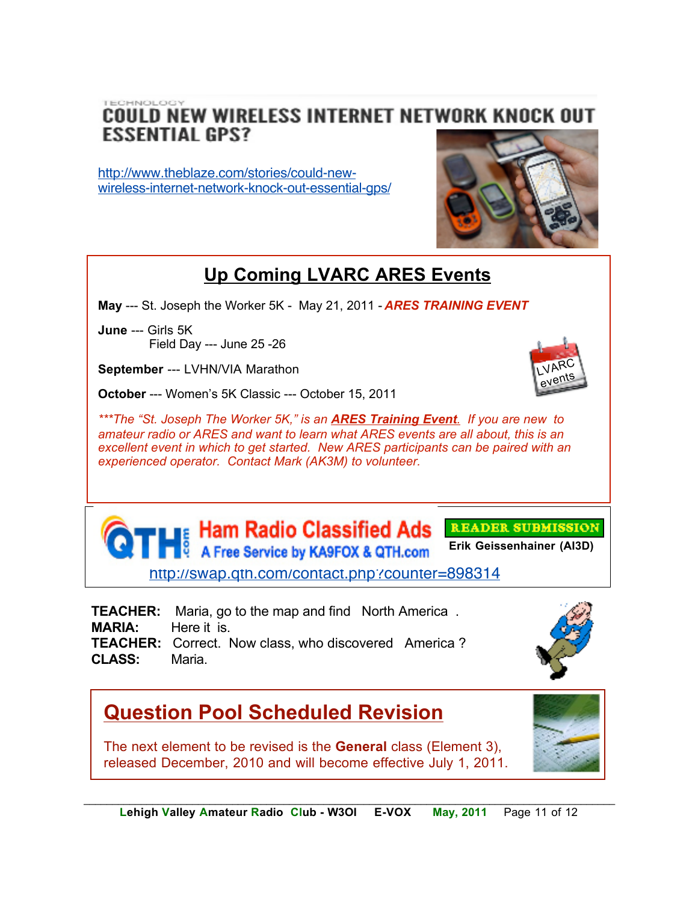TECHNOLOGY

## COULD NEW WIRELESS INTERNET NETWORK KNOCK OUT ESSENTIAL GPS?

http://www.theblaze.com/stories/could-new-wireless-internet-network-knock-out-essential-gps/

## Up Coming LVARC ARES Events

**May** --- St. Joseph the Worker 5K - May 21, 2011 - ***ARES TRAINING EVENT***

**June** --- Girls 5K
Field Day --- June 25 -26

**September** --- LVHN/VIA Marathon

**October** --- Women's 5K Classic --- October 15, 2011

*\*\*\*The "St. Joseph The Worker 5K," is an **ARES Training Event**. If you are new to amateur radio or ARES and want to learn what ARES events are all about, this is an excellent event in which to get started. New ARES participants can be paired with an experienced operator. Contact Mark (AK3M) to volunteer.*

## QTH.com Ham Radio Classified Ads

A Free Service by KA9FOX & QTH.com

**READER SUBMISSION**
**Erik Geissenhainer (AI3D)**

http://swap.qth.com/contact.php?counter=898314

**TEACHER:** Maria, go to the map and find North America .
**MARIA:** Here it is.
**TEACHER:** Correct. Now class, who discovered America ?
**CLASS:** Maria.

## Question Pool Scheduled Revision

The next element to be revised is the **General** class (Element 3), released December, 2010 and will become effective July 1, 2011.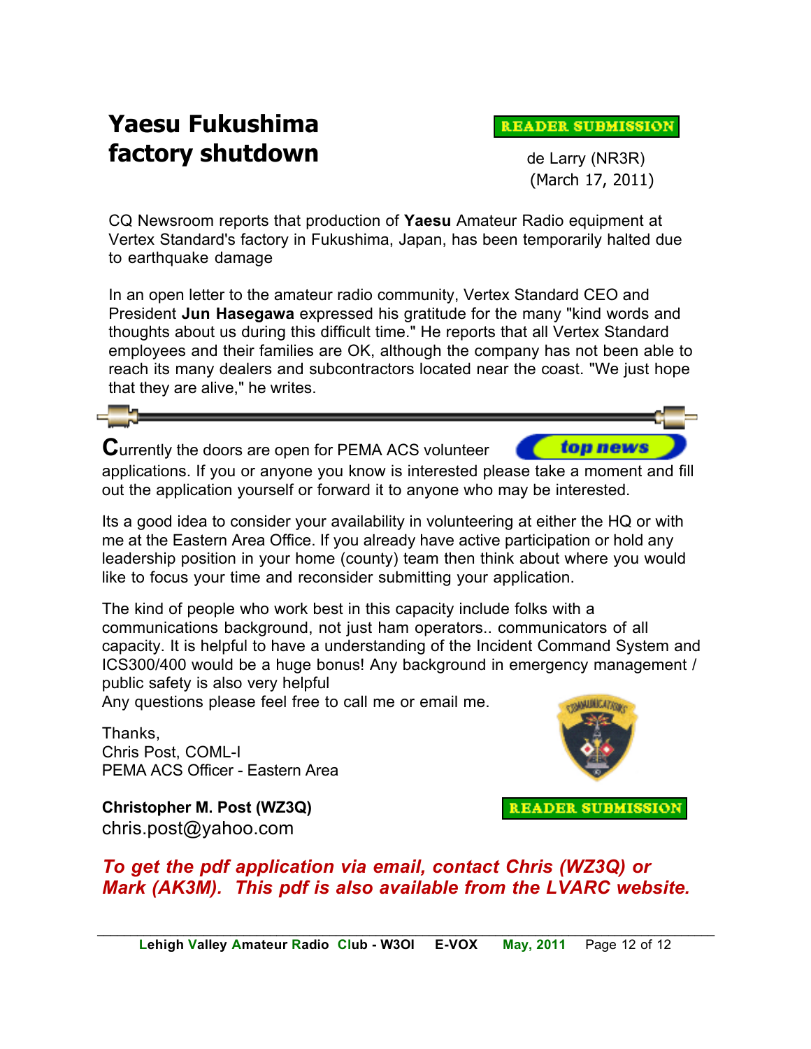# Yaesu Fukushima factory shutdown

READER SUBMISSION

de Larry (NR3R)
(March 17, 2011)

CQ Newsroom reports that production of **Yaesu** Amateur Radio equipment at Vertex Standard's factory in Fukushima, Japan, has been temporarily halted due to earthquake damage

In an open letter to the amateur radio community, Vertex Standard CEO and President **Jun Hasegawa** expressed his gratitude for the many "kind words and thoughts about us during this difficult time." He reports that all Vertex Standard employees and their families are OK, although the company has not been able to reach its many dealers and subcontractors located near the coast. "We just hope that they are alive," he writes.

---

*top news*

Currently the doors are open for PEMA ACS volunteer applications. If you or anyone you know is interested please take a moment and fill out the application yourself or forward it to anyone who may be interested.

Its a good idea to consider your availability in volunteering at either the HQ or with me at the Eastern Area Office. If you already have active participation or hold any leadership position in your home (county) team then think about where you would like to focus your time and reconsider submitting your application.

The kind of people who work best in this capacity include folks with a communications background, not just ham operators.. communicators of all capacity. It is helpful to have a understanding of the Incident Command System and ICS300/400 would be a huge bonus! Any background in emergency management / public safety is also very helpful
Any questions please feel free to call me or email me.

Thanks,
Chris Post, COML-I
PEMA ACS Officer - Eastern Area

**Christopher M. Post (WZ3Q)**
chris.post@yahoo.com

READER SUBMISSION

***To get the pdf application via email, contact Chris (WZ3Q) or Mark (AK3M). This pdf is also available from the LVARC website.***